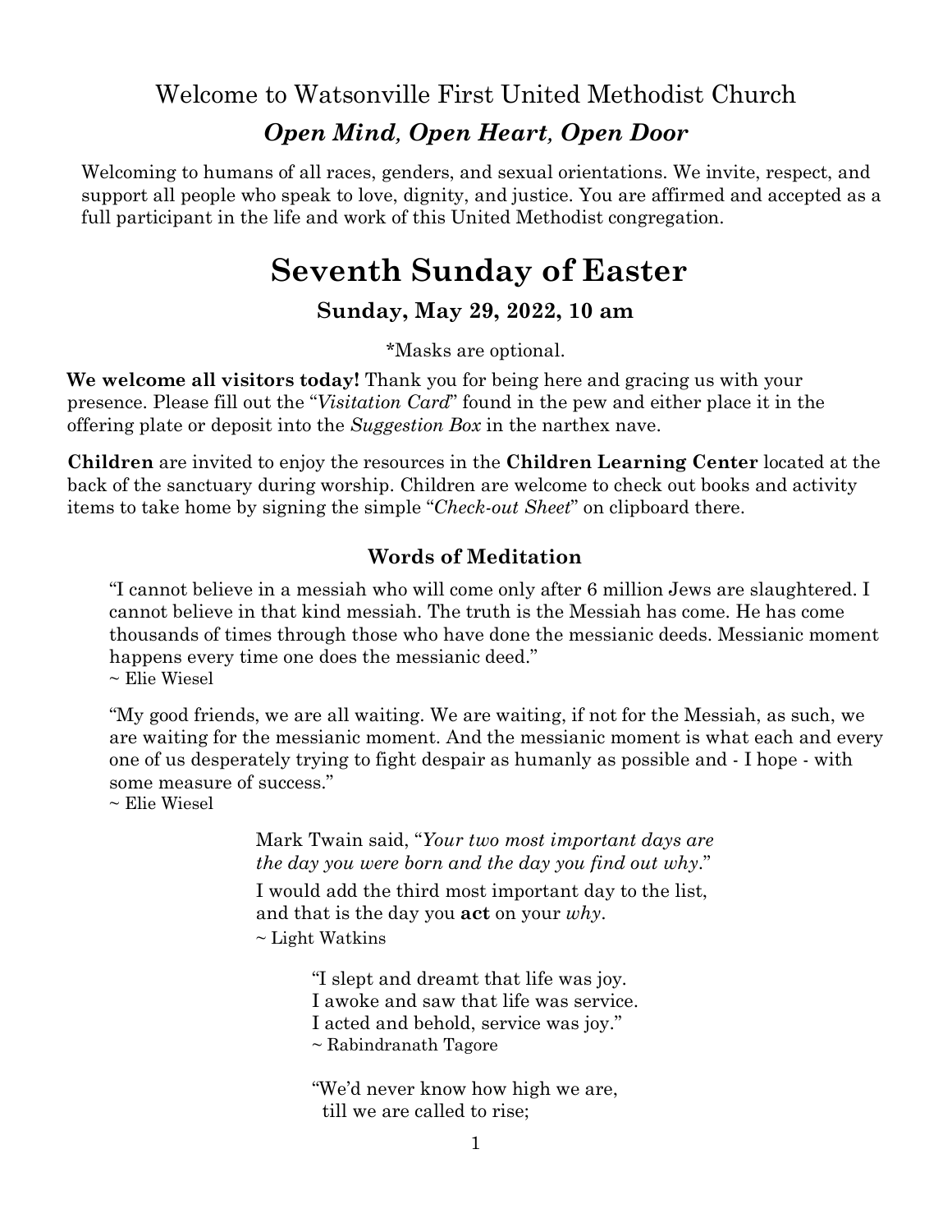Welcome to Watsonville First United Methodist Church

### *Open Mind, Open Heart, Open Door*

Welcoming to humans of all races, genders, and sexual orientations. We invite, respect, and support all people who speak to love, dignity, and justice. You are affirmed and accepted as a full participant in the life and work of this United Methodist congregation.

# Seventh Sunday of Easter

### Sunday, May 29, 2022, 10 am

*Masks are optional.

**We welcome all visitors today!** Thank you for being here and gracing us with your presence. Please fill out the "*Visitation Card*" found in the pew and either place it in the offering plate or deposit into the *Suggestion Box* in the narthex nave.

**Children** are invited to enjoy the resources in the **Children Learning Center** located at the back of the sanctuary during worship. Children are welcome to check out books and activity items to take home by signing the simple "*Check-out Sheet*" on clipboard there.

### Words of Meditation

"I cannot believe in a messiah who will come only after 6 million Jews are slaughtered. I cannot believe in that kind messiah. The truth is the Messiah has come. He has come thousands of times through those who have done the messianic deeds. Messianic moment happens every time one does the messianic deed."
~ Elie Wiesel

"My good friends, we are all waiting. We are waiting, if not for the Messiah, as such, we are waiting for the messianic moment. And the messianic moment is what each and every one of us desperately trying to fight despair as humanly as possible and - I hope - with some measure of success."
~ Elie Wiesel

Mark Twain said, "*Your two most important days are the day you were born and the day you find out why*."
I would add the third most important day to the list, and that is the day you **act** on your *why*.
~ Light Watkins

"I slept and dreamt that life was joy.
I awoke and saw that life was service.
I acted and behold, service was joy."
~ Rabindranath Tagore

"We'd never know how high we are,
till we are called to rise;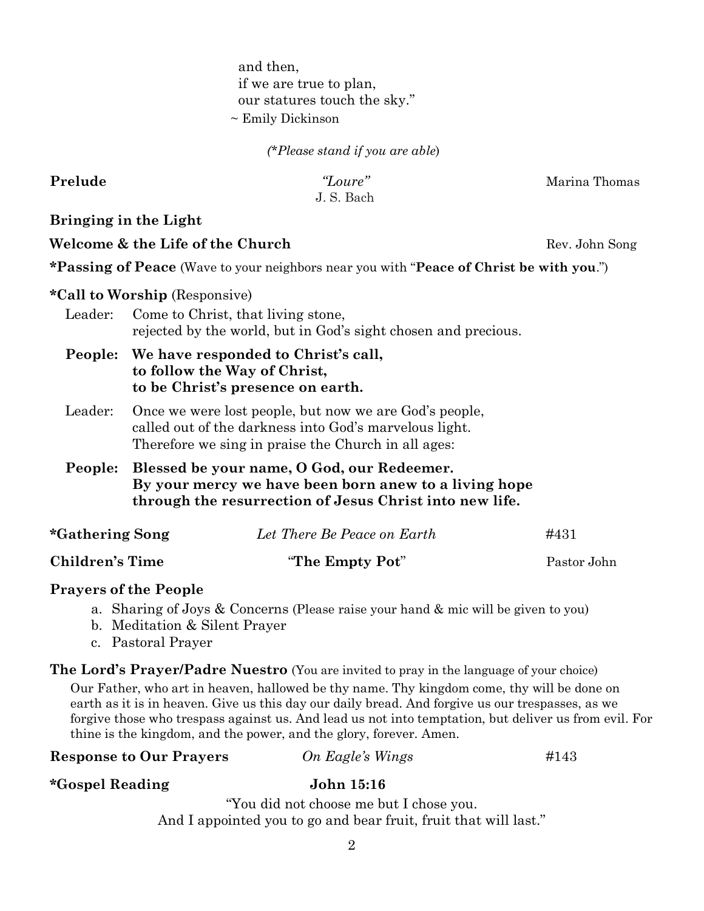and then,
if we are true to plan,
our statures touch the sky."
~ Emily Dickinson

*(\*Please stand if you are able)*

**Prelude** *"Loure"* J. S. Bach — Marina Thomas

**Bringing in the Light**

**Welcome & the Life of the Church** — Rev. John Song

***Passing of Peace** (Wave to your neighbors near you with "**Peace of Christ be with you**.")

***Call to Worship** (Responsive)

Leader: Come to Christ, that living stone,
rejected by the world, but in God's sight chosen and precious.

**People: We have responded to Christ's call,
to follow the Way of Christ,
to be Christ's presence on earth.**

Leader: Once we were lost people, but now we are God's people,
called out of the darkness into God's marvelous light.
Therefore we sing in praise the Church in all ages:

**People: Blessed be your name, O God, our Redeemer.
By your mercy we have been born anew to a living hope
through the resurrection of Jesus Christ into new life.**

***Gathering Song** *Let There Be Peace on Earth* #431

**Children's Time** "**The Empty Pot**" Pastor John

**Prayers of the People**

a. Sharing of Joys & Concerns (Please raise your hand & mic will be given to you)
b. Meditation & Silent Prayer
c. Pastoral Prayer

**The Lord's Prayer/Padre Nuestro** (You are invited to pray in the language of your choice)

Our Father, who art in heaven, hallowed be thy name. Thy kingdom come, thy will be done on earth as it is in heaven. Give us this day our daily bread. And forgive us our trespasses, as we forgive those who trespass against us. And lead us not into temptation, but deliver us from evil. For thine is the kingdom, and the power, and the glory, forever. Amen.

**Response to Our Prayers** *On Eagle's Wings* #143

***Gospel Reading** **John 15:16**

"You did not choose me but I chose you.
And I appointed you to go and bear fruit, fruit that will last."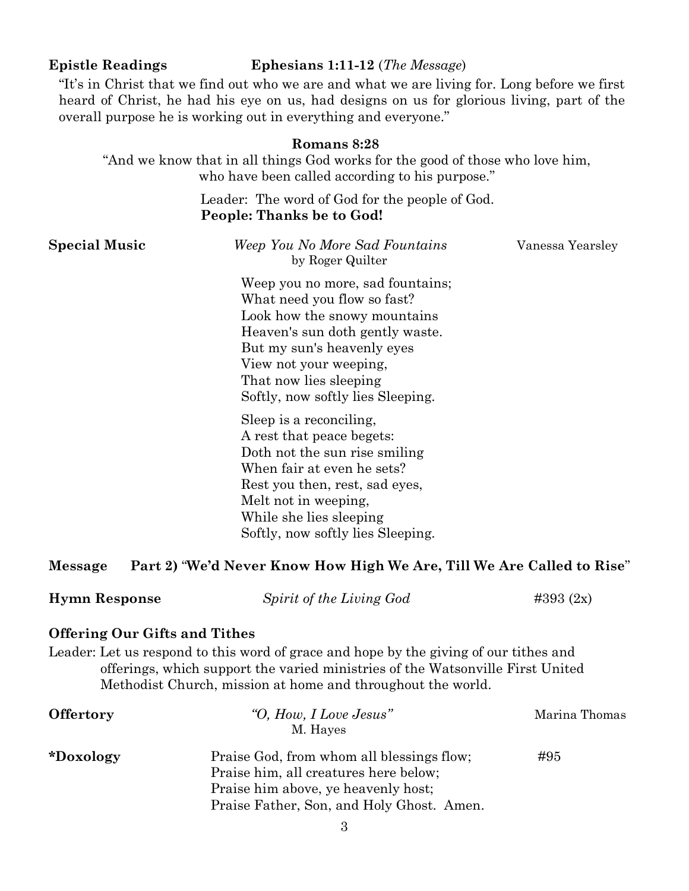**Epistle Readings** **Ephesians 1:11-12** (*The Message*)

"It's in Christ that we find out who we are and what we are living for. Long before we first heard of Christ, he had his eye on us, had designs on us for glorious living, part of the overall purpose he is working out in everything and everyone."

**Romans 8:28**

"And we know that in all things God works for the good of those who love him, who have been called according to his purpose."

Leader: The word of God for the people of God.
**People: Thanks be to God!**

**Special Music** *Weep You No More Sad Fountains* by Roger Quilter — Vanessa Yearsley

Weep you no more, sad fountains;
What need you flow so fast?
Look how the snowy mountains
Heaven's sun doth gently waste.
But my sun's heavenly eyes
View not your weeping,
That now lies sleeping
Softly, now softly lies Sleeping.

Sleep is a reconciling,
A rest that peace begets:
Doth not the sun rise smiling
When fair at even he sets?
Rest you then, rest, sad eyes,
Melt not in weeping,
While she lies sleeping
Softly, now softly lies Sleeping.

**Message** **Part 2) "We'd Never Know How High We Are, Till We Are Called to Rise"**

**Hymn Response** *Spirit of the Living God* #393 (2x)

**Offering Our Gifts and Tithes**

Leader: Let us respond to this word of grace and hope by the giving of our tithes and offerings, which support the varied ministries of the Watsonville First United Methodist Church, mission at home and throughout the world.

**Offertory** *"O, How, I Love Jesus"* M. Hayes — Marina Thomas

**\*Doxology** #95

Praise God, from whom all blessings flow;
Praise him, all creatures here below;
Praise him above, ye heavenly host;
Praise Father, Son, and Holy Ghost. Amen.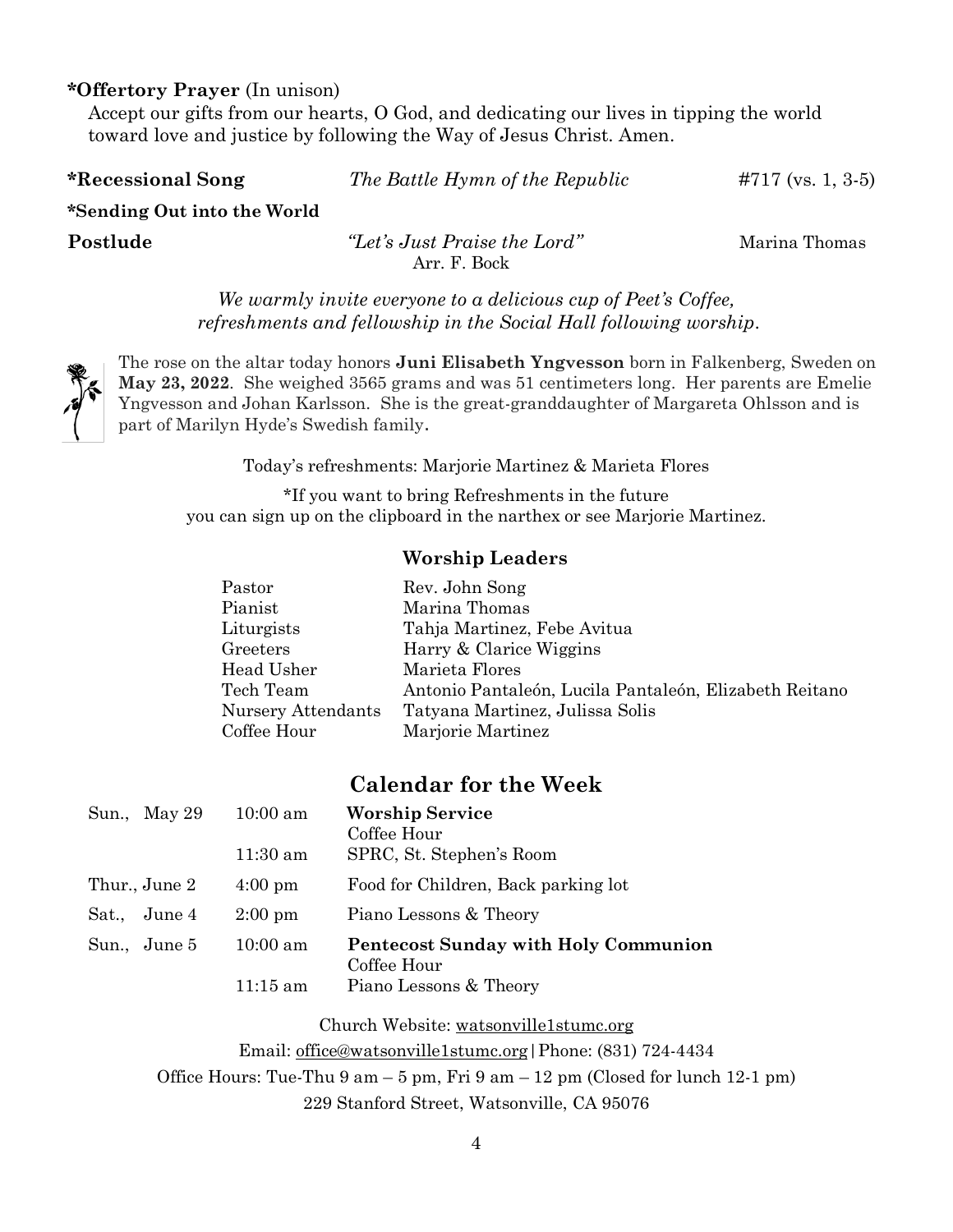**\*Offertory Prayer** (In unison)

Accept our gifts from our hearts, O God, and dedicating our lives in tipping the world toward love and justice by following the Way of Jesus Christ. Amen.

**\*Recessional Song** *The Battle Hymn of the Republic* #717 (vs. 1, 3-5)

**\*Sending Out into the World**

**Postlude** *"Let's Just Praise the Lord"* Arr. F. Bock Marina Thomas

*We warmly invite everyone to a delicious cup of Peet's Coffee, refreshments and fellowship in the Social Hall following worship.*

The rose on the altar today honors **Juni Elisabeth Yngvesson** born in Falkenberg, Sweden on **May 23, 2022**. She weighed 3565 grams and was 51 centimeters long. Her parents are Emelie Yngvesson and Johan Karlsson. She is the great-granddaughter of Margareta Ohlsson and is part of Marilyn Hyde's Swedish family.

Today's refreshments: Marjorie Martinez & Marieta Flores

\*If you want to bring Refreshments in the future you can sign up on the clipboard in the narthex or see Marjorie Martinez.

### Worship Leaders

| | |
|---|---|
| Pastor | Rev. John Song |
| Pianist | Marina Thomas |
| Liturgists | Tahja Martinez, Febe Avitua |
| Greeters | Harry & Clarice Wiggins |
| Head Usher | Marieta Flores |
| Tech Team | Antonio Pantaleón, Lucila Pantaleón, Elizabeth Reitano |
| Nursery Attendants | Tatyana Martinez, Julissa Solis |
| Coffee Hour | Marjorie Martinez |

## Calendar for the Week

| | | |
|---|---|---|
| Sun., May 29 | 10:00 am | **Worship Service**<br>Coffee Hour |
| | 11:30 am | SPRC, St. Stephen's Room |
| Thur., June 2 | 4:00 pm | Food for Children, Back parking lot |
| Sat., June 4 | 2:00 pm | Piano Lessons & Theory |
| Sun., June 5 | 10:00 am | **Pentecost Sunday with Holy Communion**<br>Coffee Hour |
| | 11:15 am | Piano Lessons & Theory |

Church Website: watsonville1stumc.org

Email: office@watsonville1stumc.org | Phone: (831) 724-4434

Office Hours: Tue-Thu 9 am – 5 pm, Fri 9 am – 12 pm (Closed for lunch 12-1 pm)

229 Stanford Street, Watsonville, CA 95076